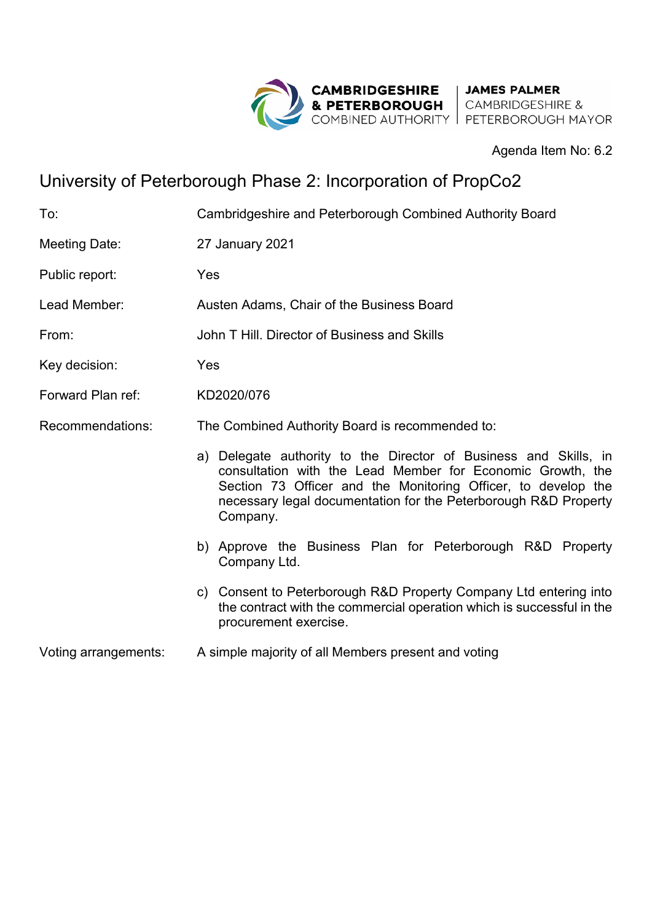CAMBRIDGESHIRE & PETERBOROUGH COMBINED AUTHORITY | JAMES PALMER CAMBRIDGESHIRE & PETERBOROUGH MAYOR

Agenda Item No: 6.2

# University of Peterborough Phase 2: Incorporation of PropCo2

| | |
|---|---|
| To: | Cambridgeshire and Peterborough Combined Authority Board |
| Meeting Date: | 27 January 2021 |
| Public report: | Yes |
| Lead Member: | Austen Adams, Chair of the Business Board |
| From: | John T Hill. Director of Business and Skills |
| Key decision: | Yes |
| Forward Plan ref: | KD2020/076 |
| Recommendations: | The Combined Authority Board is recommended to: |

a) Delegate authority to the Director of Business and Skills, in consultation with the Lead Member for Economic Growth, the Section 73 Officer and the Monitoring Officer, to develop the necessary legal documentation for the Peterborough R&D Property Company.

b) Approve the Business Plan for Peterborough R&D Property Company Ltd.

c) Consent to Peterborough R&D Property Company Ltd entering into the contract with the commercial operation which is successful in the procurement exercise.

| | |
|---|---|
| Voting arrangements: | A simple majority of all Members present and voting |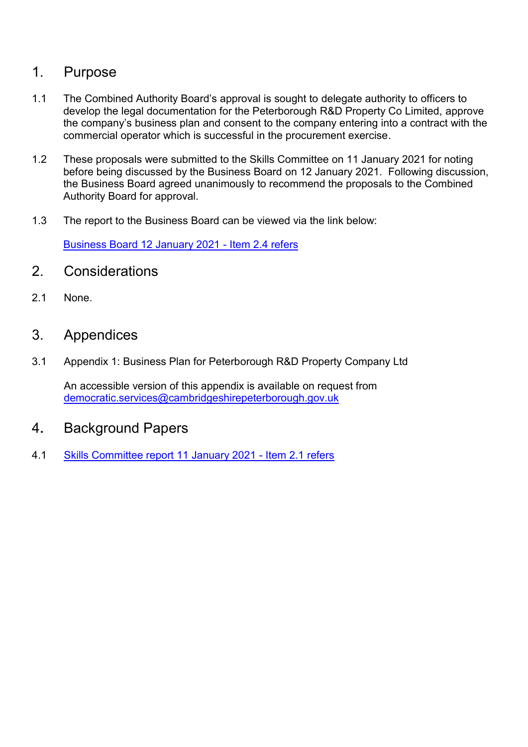## 1. Purpose

1.1 The Combined Authority Board's approval is sought to delegate authority to officers to develop the legal documentation for the Peterborough R&D Property Co Limited, approve the company's business plan and consent to the company entering into a contract with the commercial operator which is successful in the procurement exercise.

1.2 These proposals were submitted to the Skills Committee on 11 January 2021 for noting before being discussed by the Business Board on 12 January 2021. Following discussion, the Business Board agreed unanimously to recommend the proposals to the Combined Authority Board for approval.

1.3 The report to the Business Board can be viewed via the link below:

Business Board 12 January 2021 - Item 2.4 refers

## 2. Considerations

2.1 None.

## 3. Appendices

3.1 Appendix 1: Business Plan for Peterborough R&D Property Company Ltd

An accessible version of this appendix is available on request from democratic.services@cambridgeshirepeterborough.gov.uk

## 4. Background Papers

4.1 Skills Committee report 11 January 2021 - Item 2.1 refers